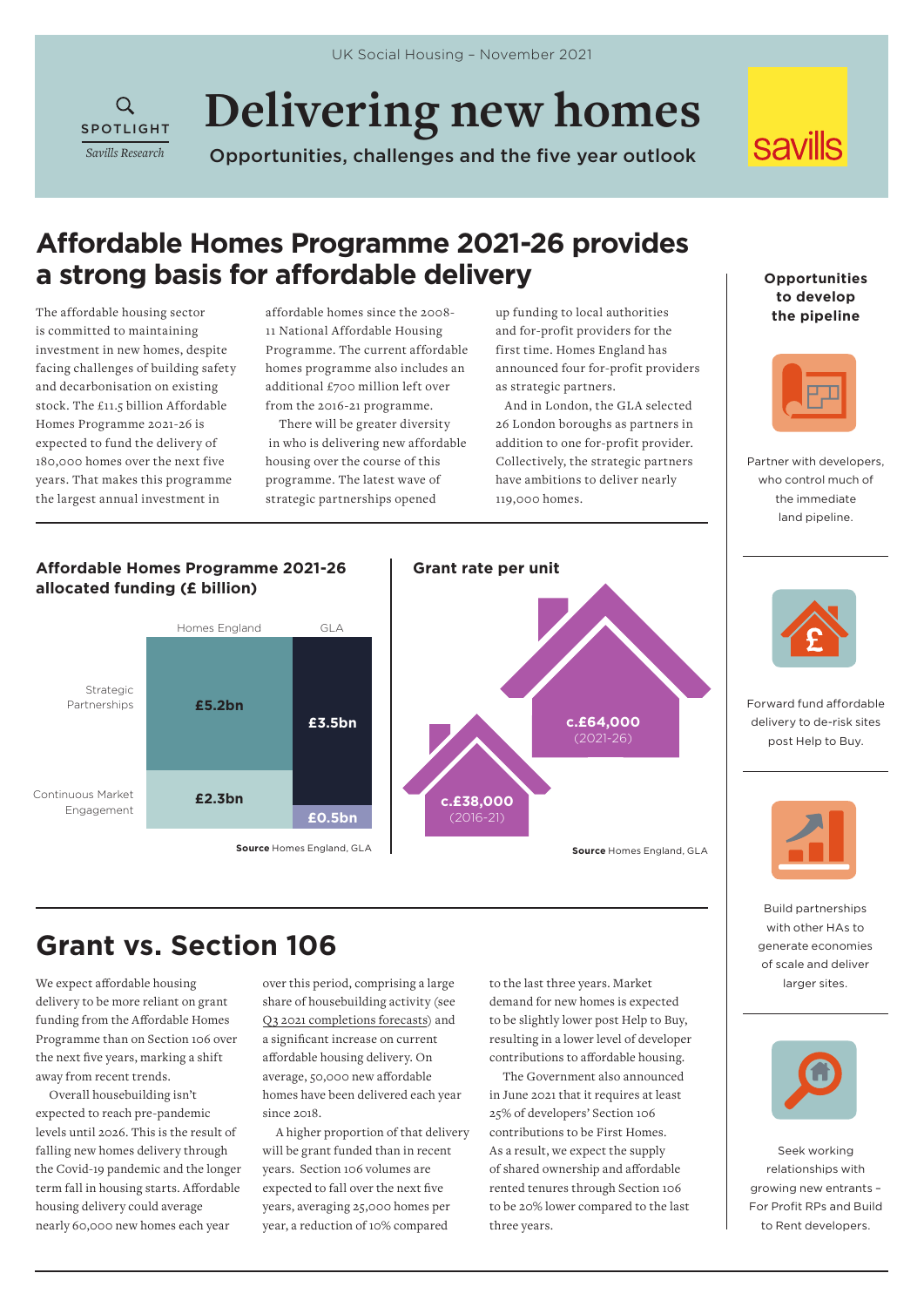UK Social Housing – November 2021

SPOTLIGHT
*Savills Research*

# Delivering new homes

Opportunities, challenges and the five year outlook

## Affordable Homes Programme 2021-26 provides a strong basis for affordable delivery

The affordable housing sector is committed to maintaining investment in new homes, despite facing challenges of building safety and decarbonisation on existing stock. The £11.5 billion Affordable Homes Programme 2021-26 is expected to fund the delivery of 180,000 homes over the next five years. That makes this programme the largest annual investment in affordable homes since the 2008-11 National Affordable Housing Programme. The current affordable homes programme also includes an additional £700 million left over from the 2016-21 programme.

There will be greater diversity in who is delivering new affordable housing over the course of this programme. The latest wave of strategic partnerships opened up funding to local authorities and for-profit providers for the first time. Homes England has announced four for-profit providers as strategic partners.

And in London, the GLA selected 26 London boroughs as partners in addition to one for-profit provider. Collectively, the strategic partners have ambitions to deliver nearly 119,000 homes.

### Affordable Homes Programme 2021-26 allocated funding (£ billion)

| | Homes England | GLA |
|---|---|---|
| Strategic Partnerships | £5.2bn | £3.5bn |
| Continuous Market Engagement | £2.3bn | £0.5bn |

**Source** Homes England, GLA

### Grant rate per unit

- c.£38,000 (2016-21)
- c.£64,000 (2021-26)

**Source** Homes England, GLA

## Grant vs. Section 106

We expect affordable housing delivery to be more reliant on grant funding from the Affordable Homes Programme than on Section 106 over the next five years, marking a shift away from recent trends.

Overall housebuilding isn't expected to reach pre-pandemic levels until 2026. This is the result of falling new homes delivery through the Covid-19 pandemic and the longer term fall in housing starts. Affordable housing delivery could average nearly 60,000 new homes each year over this period, comprising a large share of housebuilding activity (see Q3 2021 completions forecasts) and a significant increase on current affordable housing delivery. On average, 50,000 new affordable homes have been delivered each year since 2018.

A higher proportion of that delivery will be grant funded than in recent years. Section 106 volumes are expected to fall over the next five years, averaging 25,000 homes per year, a reduction of 10% compared to the last three years. Market demand for new homes is expected to be slightly lower post Help to Buy, resulting in a lower level of developer contributions to affordable housing.

The Government also announced in June 2021 that it requires at least 25% of developers' Section 106 contributions to be First Homes. As a result, we expect the supply of shared ownership and affordable rented tenures through Section 106 to be 20% lower compared to the last three years.

### Opportunities to develop the pipeline

- Partner with developers, who control much of the immediate land pipeline.
- Forward fund affordable delivery to de-risk sites post Help to Buy.
- Build partnerships with other HAs to generate economies of scale and deliver larger sites.
- Seek working relationships with growing new entrants – For Profit RPs and Build to Rent developers.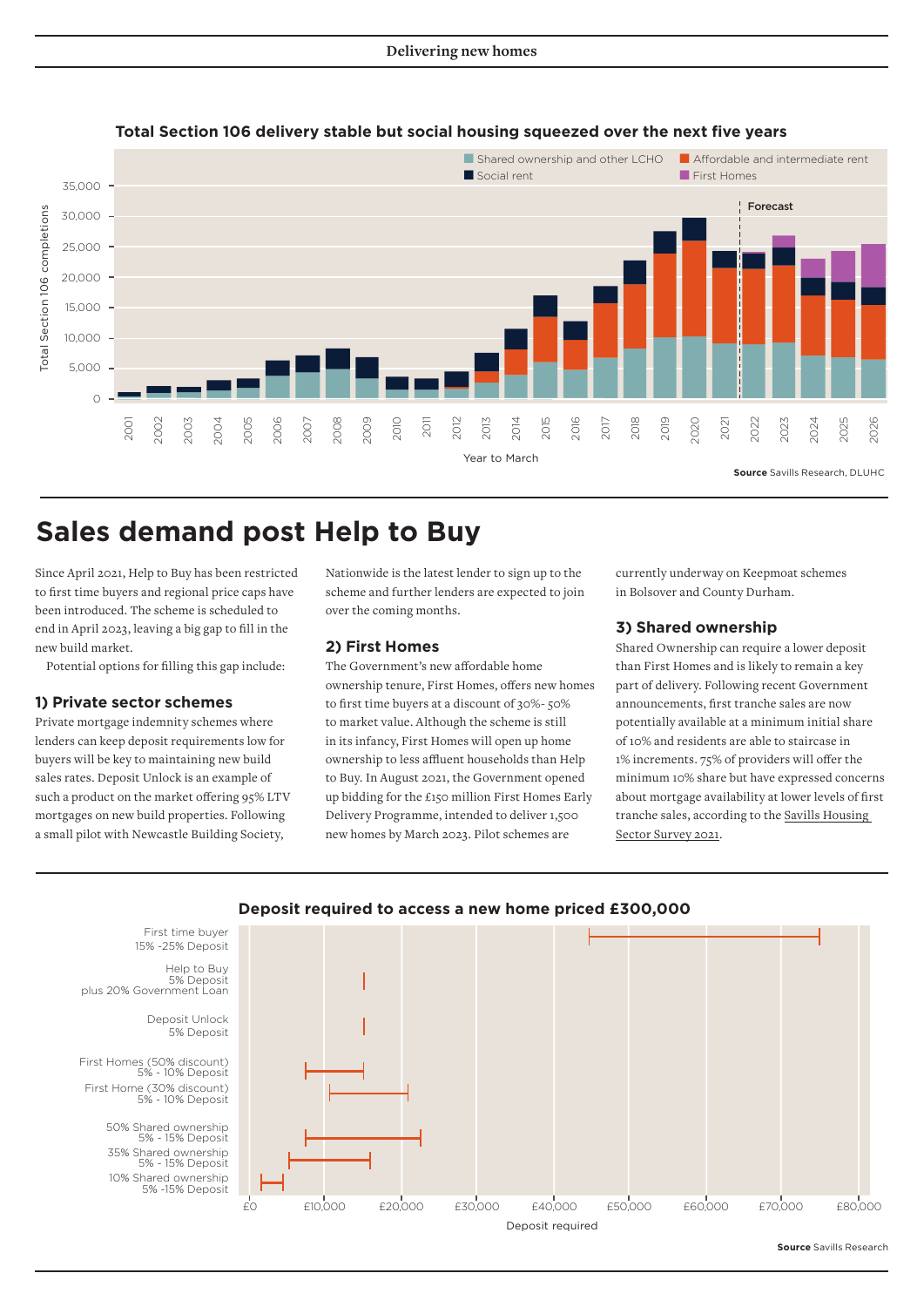**Total Section 106 delivery stable but social housing squeezed over the next five years**

Source Savills Research, DLUHC

# Sales demand post Help to Buy

Since April 2021, Help to Buy has been restricted to first time buyers and regional price caps have been introduced. The scheme is scheduled to end in April 2023, leaving a big gap to fill in the new build market.

Potential options for filling this gap include:

### 1) Private sector schemes

Private mortgage indemnity schemes where lenders can keep deposit requirements low for buyers will be key to maintaining new build sales rates. Deposit Unlock is an example of such a product on the market offering 95% LTV mortgages on new build properties. Following a small pilot with Newcastle Building Society, Nationwide is the latest lender to sign up to the scheme and further lenders are expected to join over the coming months.

### 2) First Homes

The Government's new affordable home ownership tenure, First Homes, offers new homes to first time buyers at a discount of 30%- 50% to market value. Although the scheme is still in its infancy, First Homes will open up home ownership to less affluent households than Help to Buy. In August 2021, the Government opened up bidding for the £150 million First Homes Early Delivery Programme, intended to deliver 1,500 new homes by March 2023. Pilot schemes are currently underway on Keepmoat schemes in Bolsover and County Durham.

### 3) Shared ownership

Shared Ownership can require a lower deposit than First Homes and is likely to remain a key part of delivery. Following recent Government announcements, first tranche sales are now potentially available at a minimum initial share of 10% and residents are able to staircase in 1% increments. 75% of providers will offer the minimum 10% share but have expressed concerns about mortgage availability at lower levels of first tranche sales, according to the Savills Housing Sector Survey 2021.

**Deposit required to access a new home priced £300,000**

Source Savills Research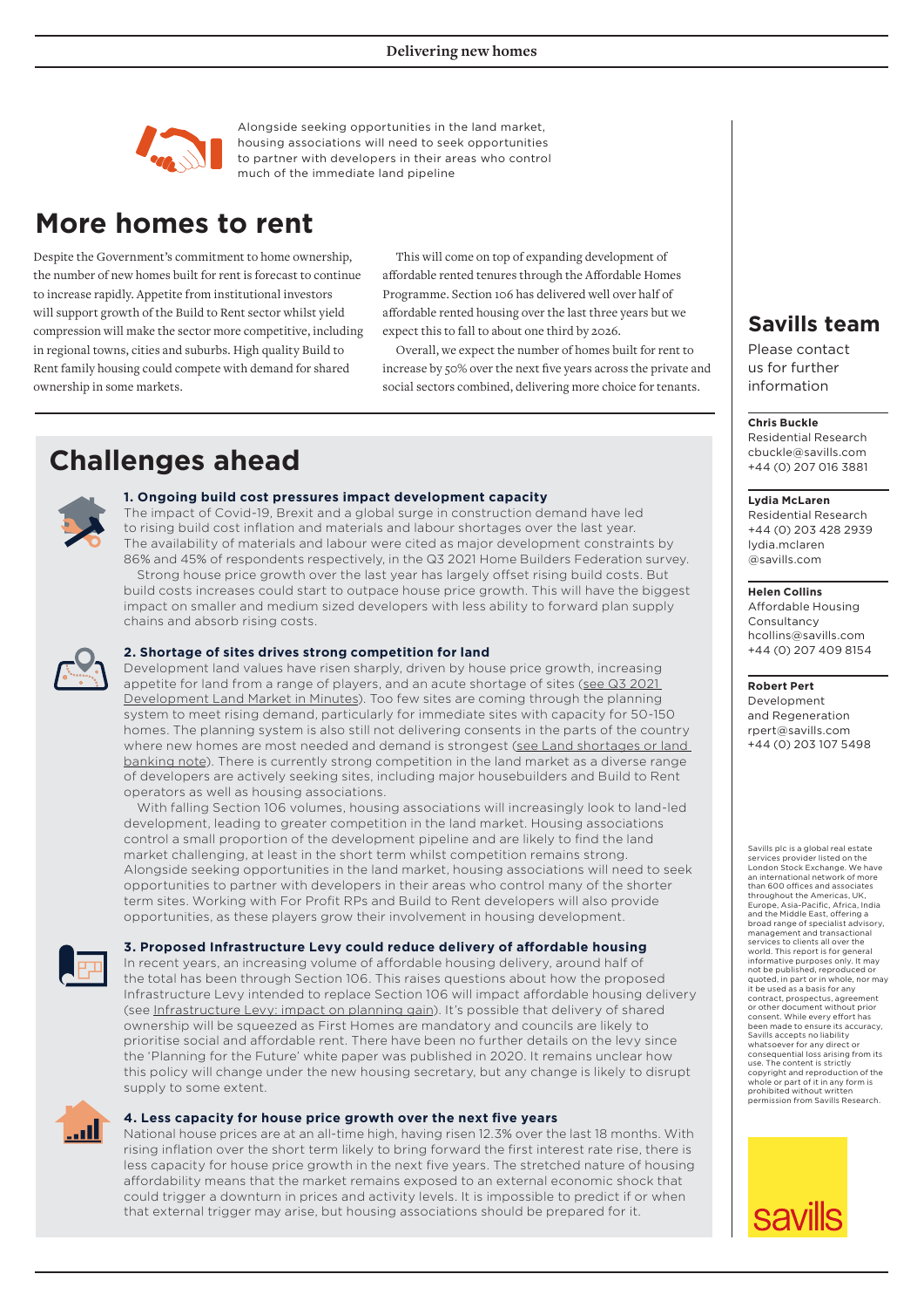Alongside seeking opportunities in the land market, housing associations will need to seek opportunities to partner with developers in their areas who control much of the immediate land pipeline

## More homes to rent

Despite the Government's commitment to home ownership, the number of new homes built for rent is forecast to continue to increase rapidly. Appetite from institutional investors will support growth of the Build to Rent sector whilst yield compression will make the sector more competitive, including in regional towns, cities and suburbs. High quality Build to Rent family housing could compete with demand for shared ownership in some markets.

This will come on top of expanding development of affordable rented tenures through the Affordable Homes Programme. Section 106 has delivered well over half of affordable rented housing over the last three years but we expect this to fall to about one third by 2026.

Overall, we expect the number of homes built for rent to increase by 50% over the next five years across the private and social sectors combined, delivering more choice for tenants.

## Challenges ahead

### 1. Ongoing build cost pressures impact development capacity

The impact of Covid-19, Brexit and a global surge in construction demand have led to rising build cost inflation and materials and labour shortages over the last year. The availability of materials and labour were cited as major development constraints by 86% and 45% of respondents respectively, in the Q3 2021 Home Builders Federation survey.

Strong house price growth over the last year has largely offset rising build costs. But build costs increases could start to outpace house price growth. This will have the biggest impact on smaller and medium sized developers with less ability to forward plan supply chains and absorb rising costs.

### 2. Shortage of sites drives strong competition for land

Development land values have risen sharply, driven by house price growth, increasing appetite for land from a range of players, and an acute shortage of sites (see Q3 2021 Development Land Market in Minutes). Too few sites are coming through the planning system to meet rising demand, particularly for immediate sites with capacity for 50-150 homes. The planning system is also still not delivering consents in the parts of the country where new homes are most needed and demand is strongest (see Land shortages or land banking note). There is currently strong competition in the land market as a diverse range of developers are actively seeking sites, including major housebuilders and Build to Rent operators as well as housing associations.

With falling Section 106 volumes, housing associations will increasingly look to land-led development, leading to greater competition in the land market. Housing associations control a small proportion of the development pipeline and are likely to find the land market challenging, at least in the short term whilst competition remains strong. Alongside seeking opportunities in the land market, housing associations will need to seek opportunities to partner with developers in their areas who control many of the shorter term sites. Working with For Profit RPs and Build to Rent developers will also provide opportunities, as these players grow their involvement in housing development.

### 3. Proposed Infrastructure Levy could reduce delivery of affordable housing

In recent years, an increasing volume of affordable housing delivery, around half of the total has been through Section 106. This raises questions about how the proposed Infrastructure Levy intended to replace Section 106 will impact affordable housing delivery (see Infrastructure Levy: impact on planning gain). It's possible that delivery of shared ownership will be squeezed as First Homes are mandatory and councils are likely to prioritise social and affordable rent. There have been no further details on the levy since the 'Planning for the Future' white paper was published in 2020. It remains unclear how this policy will change under the new housing secretary, but any change is likely to disrupt supply to some extent.

### 4. Less capacity for house price growth over the next five years

National house prices are at an all-time high, having risen 12.3% over the last 18 months. With rising inflation over the short term likely to bring forward the first interest rate rise, there is less capacity for house price growth in the next five years. The stretched nature of housing affordability means that the market remains exposed to an external economic shock that could trigger a downturn in prices and activity levels. It is impossible to predict if or when that external trigger may arise, but housing associations should be prepared for it.

## Savills team

Please contact us for further information

**Chris Buckle**
Residential Research
cbuckle@savills.com
+44 (0) 207 016 3881

**Lydia McLaren**
Residential Research
+44 (0) 203 428 2939
lydia.mclaren@savills.com

**Helen Collins**
Affordable Housing Consultancy
hcollins@savills.com
+44 (0) 207 409 8154

**Robert Pert**
Development and Regeneration
rpert@savills.com
+44 (0) 203 107 5498

Savills plc is a global real estate services provider listed on the London Stock Exchange. We have an international network of more than 600 offices and associates throughout the Americas, UK, Europe, Asia-Pacific, Africa, India and the Middle East, offering a broad range of specialist advisory, management and transactional services to clients all over the world. This report is for general informative purposes only. It may not be published, reproduced or quoted, in part or in whole, nor may it be used as a basis for any contract, prospectus, agreement or other document without prior consent. While every effort has been made to ensure its accuracy, Savills accepts no liability whatsoever for any direct or consequential loss arising from its use. The content is strictly copyright and reproduction of the whole or part of it in any form is prohibited without written permission from Savills Research.

savills